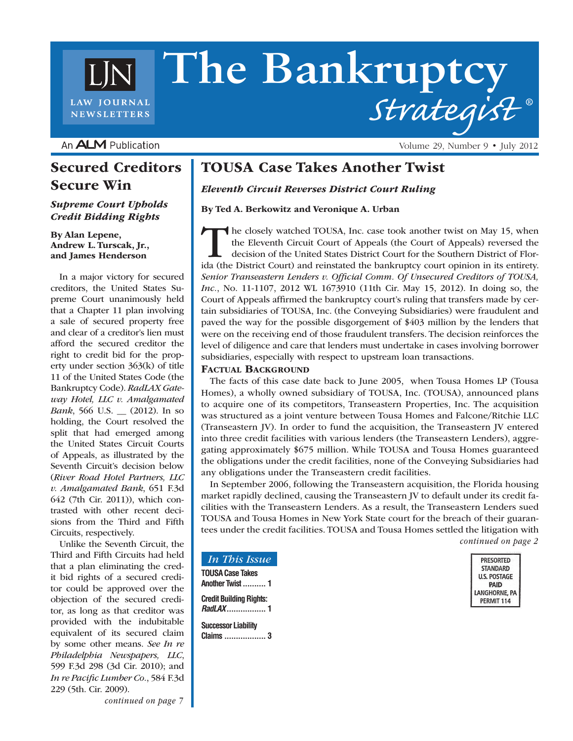# The Bankruptcy *Strategist*®

LJN LAW JOURNAL NEWSLETTERS

An ALM Publication

## TOUSA Case Takes Another Twist

### *Eleventh Circuit Reverses District Court Ruling*

**By Ted A. Berkowitz and Veronique A. Urban**

The closely watched TOUSA, Inc. case took another twist on May 15, when the Eleventh Circuit Court of Appeals (the Court of Appeals) reversed the decision of the United States District Court for the Southern District of Florida (the District Court) and reinstated the bankruptcy court opinion in its entirety. *Senior Transeastern Lenders v. Official Comm. Of Unsecured Creditors of TOUSA, Inc.*, No. 11-1107, 2012 WL 1673910 (11th Cir. May 15, 2012). In doing so, the Court of Appeals affirmed the bankruptcy court's ruling that transfers made by certain subsidiaries of TOUSA, Inc. (the Conveying Subsidiaries) were fraudulent and paved the way for the possible disgorgement of $403 million by the lenders that were on the receiving end of those fraudulent transfers. The decision reinforces the level of diligence and care that lenders must undertake in cases involving borrower subsidiaries, especially with respect to upstream loan transactions.

#### Factual Background

The facts of this case date back to June 2005, when Tousa Homes LP (Tousa Homes), a wholly owned subsidiary of TOUSA, Inc. (TOUSA), announced plans to acquire one of its competitors, Transeastern Properties, Inc. The acquisition was structured as a joint venture between Tousa Homes and Falcone/Ritchie LLC (Transeastern JV). In order to fund the acquisition, the Transeastern JV entered into three credit facilities with various lenders (the Transeastern Lenders), aggregating approximately $675 million. While TOUSA and Tousa Homes guaranteed the obligations under the credit facilities, none of the Conveying Subsidiaries had any obligations under the Transeastern credit facilities.

In September 2006, following the Transeastern acquisition, the Florida housing market rapidly declined, causing the Transeastern JV to default under its credit facilities with the Transeastern Lenders. As a result, the Transeastern Lenders sued TOUSA and Tousa Homes in New York State court for the breach of their guarantees under the credit facilities. TOUSA and Tousa Homes settled the litigation with

*continued on page 2*

## Secured Creditors Secure Win

### *Supreme Court Upholds Credit Bidding Rights*

**By Alan Lepene, Andrew L. Turscak, Jr., and James Henderson**

In a major victory for secured creditors, the United States Supreme Court unanimously held that a Chapter 11 plan involving a sale of secured property free and clear of a creditor's lien must afford the secured creditor the right to credit bid for the property under section 363(k) of title 11 of the United States Code (the Bankruptcy Code). *RadLAX Gateway Hotel, LLC v. Amalgamated Bank*, 566 U.S. __ (2012). In so holding, the Court resolved the split that had emerged among the United States Circuit Courts of Appeals, as illustrated by the Seventh Circuit's decision below (*River Road Hotel Partners, LLC v. Amalgamated Bank*, 651 F.3d 642 (7th Cir. 2011)), which contrasted with other recent decisions from the Third and Fifth Circuits, respectively.

Unlike the Seventh Circuit, the Third and Fifth Circuits had held that a plan eliminating the credit bid rights of a secured creditor could be approved over the objection of the secured creditor, as long as that creditor was provided with the indubitable equivalent of its secured claim by some other means. *See In re Philadelphia Newspapers, LLC*, 599 F.3d 298 (3d Cir. 2010); and *In re Pacific Lumber Co.*, 584 F.3d 229 (5th. Cir. 2009).

*continued on page 7*

### *In This Issue*

- TOUSA Case Takes Another Twist .......... 1
- Credit Building Rights: *RadLAX* ................ 1
- Successor Liability Claims .................. 3

PRESORTED STANDARD U.S. POSTAGE PAID LANGHORNE, PA PERMIT 114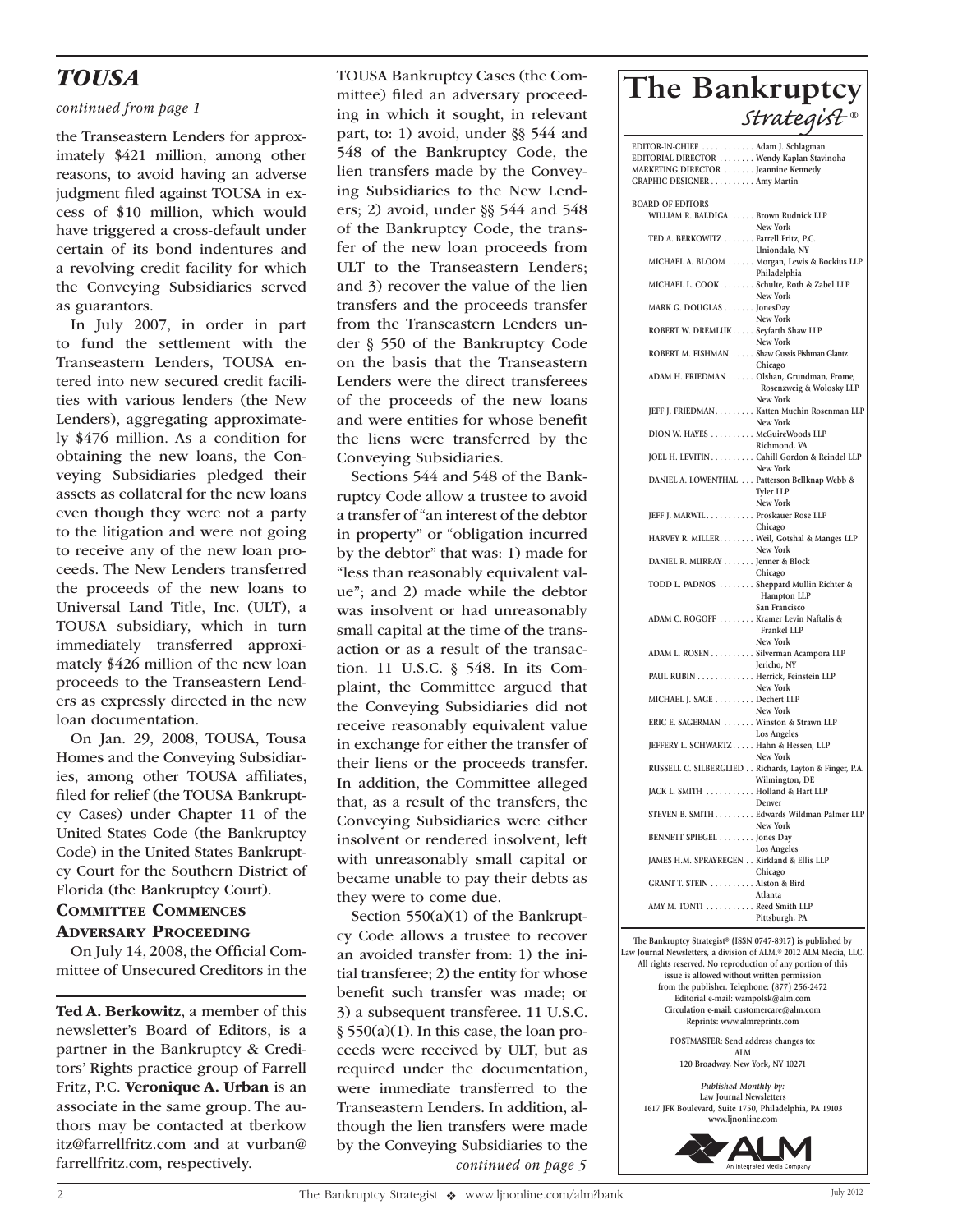## *TOUSA*

*continued from page 1*

the Transeastern Lenders for approximately $421 million, among other reasons, to avoid having an adverse judgment filed against TOUSA in excess of $10 million, which would have triggered a cross-default under certain of its bond indentures and a revolving credit facility for which the Conveying Subsidiaries served as guarantors.

In July 2007, in order in part to fund the settlement with the Transeastern Lenders, TOUSA entered into new secured credit facilities with various lenders (the New Lenders), aggregating approximately $476 million. As a condition for obtaining the new loans, the Conveying Subsidiaries pledged their assets as collateral for the new loans even though they were not a party to the litigation and were not going to receive any of the new loan proceeds. The New Lenders transferred the proceeds of the new loans to Universal Land Title, Inc. (ULT), a TOUSA subsidiary, which in turn immediately transferred approximately $426 million of the new loan proceeds to the Transeastern Lenders as expressly directed in the new loan documentation.

On Jan. 29, 2008, TOUSA, Tousa Homes and the Conveying Subsidiaries, among other TOUSA affiliates, filed for relief (the TOUSA Bankruptcy Cases) under Chapter 11 of the United States Code (the Bankruptcy Code) in the United States Bankruptcy Court for the Southern District of Florida (the Bankruptcy Court).

### Committee Commences Adversary Proceeding

On July 14, 2008, the Official Committee of Unsecured Creditors in the TOUSA Bankruptcy Cases (the Committee) filed an adversary proceeding in which it sought, in relevant part, to: 1) avoid, under §§ 544 and 548 of the Bankruptcy Code, the lien transfers made by the Conveying Subsidiaries to the New Lenders; 2) avoid, under §§ 544 and 548 of the Bankruptcy Code, the transfer of the new loan proceeds from ULT to the Transeastern Lenders; and 3) recover the value of the lien transfers and the proceeds transfer from the Transeastern Lenders under § 550 of the Bankruptcy Code on the basis that the Transeastern Lenders were the direct transferees of the proceeds of the new loans and were entities for whose benefit the liens were transferred by the Conveying Subsidiaries.

Sections 544 and 548 of the Bankruptcy Code allow a trustee to avoid a transfer of "an interest of the debtor in property" or "obligation incurred by the debtor" that was: 1) made for "less than reasonably equivalent value"; and 2) made while the debtor was insolvent or had unreasonably small capital at the time of the transaction or as a result of the transaction. 11 U.S.C. § 548. In its Complaint, the Committee argued that the Conveying Subsidiaries did not receive reasonably equivalent value in exchange for either the transfer of their liens or the proceeds transfer. In addition, the Committee alleged that, as a result of the transfers, the Conveying Subsidiaries were either insolvent or rendered insolvent, left with unreasonably small capital or became unable to pay their debts as they were to come due.

Section 550(a)(1) of the Bankruptcy Code allows a trustee to recover an avoided transfer from: 1) the initial transferee; 2) the entity for whose benefit such transfer was made; or 3) a subsequent transferee. 11 U.S.C. § 550(a)(1). In this case, the loan proceeds were received by ULT, but as required under the documentation, were immediate transferred to the Transeastern Lenders. In addition, although the lien transfers were made by the Conveying Subsidiaries to the

*continued on page 5*

---

**Ted A. Berkowitz**, a member of this newsletter's Board of Editors, is a partner in the Bankruptcy & Creditors' Rights practice group of Farrell Fritz, P.C. **Veronique A. Urban** is an associate in the same group. The authors may be contacted at tberkowitz@farrellfritz.com and at vurban@farrellfritz.com, respectively.

---

# The Bankruptcy *Strategist*®

EDITOR-IN-CHIEF . . . . . . . . . . . . Adam J. Schlagman
EDITORIAL DIRECTOR . . . . . . . . Wendy Kaplan Stavinoha
MARKETING DIRECTOR . . . . . . . Jeannine Kennedy
GRAPHIC DESIGNER . . . . . . . . . . Amy Martin

BOARD OF EDITORS
WILLIAM R. BALDIGA. . . . . . Brown Rudnick LLP, New York
TED A. BERKOWITZ . . . . . . . Farrell Fritz, P.C., Uniondale, NY
MICHAEL A. BLOOM . . . . . . Morgan, Lewis & Bockius LLP, Philadelphia
MICHAEL L. COOK. . . . . . . . Schulte, Roth & Zabel LLP, New York
MARK G. DOUGLAS . . . . . . . JonesDay, New York
ROBERT W. DREMLUK . . . . . Seyfarth Shaw LLP, New York
ROBERT M. FISHMAN. . . . . . Shaw Gussis Fishman Glantz, Chicago
ADAM H. FRIEDMAN . . . . . . Olshan, Grundman, Frome, Rosenzweig & Wolosky LLP, New York
JEFF J. FRIEDMAN. . . . . . . . . Katten Muchin Rosenman LLP, New York
DION W. HAYES . . . . . . . . . . McGuireWoods LLP, Richmond, VA
JOEL H. LEVITIN . . . . . . . . . . Cahill Gordon & Reindel LLP, New York
DANIEL A. LOWENTHAL . . . Patterson Bellknap Webb & Tyler LLP, New York
JEFF J. MARWIL. . . . . . . . . . . Proskauer Rose LLP, Chicago
HARVEY R. MILLER. . . . . . . . Weil, Gotshal & Manges LLP, New York
DANIEL R. MURRAY . . . . . . . Jenner & Block, Chicago
TODD L. PADNOS . . . . . . . . Sheppard Mullin Richter & Hampton LLP, San Francisco
ADAM C. ROGOFF . . . . . . . . Kramer Levin Naftalis & Frankel LLP, New York
ADAM L. ROSEN . . . . . . . . . . Silverman Acampora LLP, Jericho, NY
PAUL RUBIN . . . . . . . . . . . . . Herrick, Feinstein LLP, New York
MICHAEL J. SAGE . . . . . . . . . Dechert LLP, New York
ERIC E. SAGERMAN . . . . . . . Winston & Strawn LLP, Los Angeles
JEFFERY L. SCHWARTZ. . . . . Hahn & Hessen, LLP, New York
RUSSELL C. SILBERGLIED . . Richards, Layton & Finger, P.A., Wilmington, DE
JACK L. SMITH . . . . . . . . . . . Holland & Hart LLP, Denver
STEVEN B. SMITH . . . . . . . . . Edwards Wildman Palmer LLP, New York
BENNETT SPIEGEL . . . . . . . . Jones Day, Los Angeles
JAMES H.M. SPRAYREGEN . . Kirkland & Ellis LLP, Chicago
GRANT T. STEIN . . . . . . . . . . Alston & Bird, Atlanta
AMY M. TONTI . . . . . . . . . . . Reed Smith LLP, Pittsburgh, PA

The Bankruptcy Strategist® (ISSN 0747-8917) is published by Law Journal Newsletters, a division of ALM.® 2012 ALM Media, LLC. All rights reserved. No reproduction of any portion of this issue is allowed without written permission from the publisher. Telephone: (877) 256-2472
Editorial e-mail: wampolsk@alm.com
Circulation e-mail: customercare@alm.com
Reprints: www.almreprints.com

POSTMASTER: Send address changes to:
ALM
120 Broadway, New York, NY 10271

*Published Monthly by:*
Law Journal Newsletters
1617 JFK Boulevard, Suite 1750, Philadelphia, PA 19103
www.ljnonline.com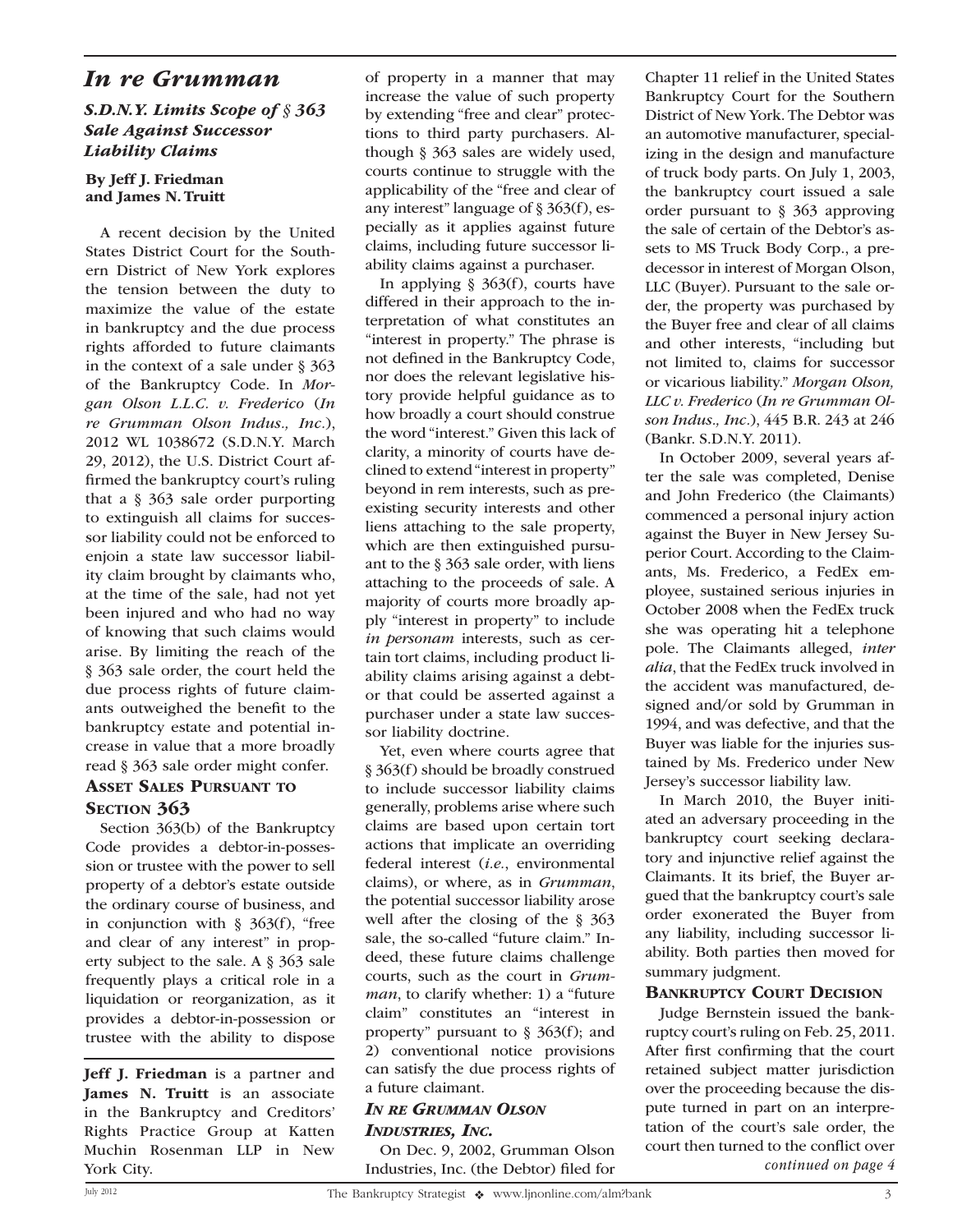# In re Grumman

### S.D.N.Y. Limits Scope of § 363 Sale Against Successor Liability Claims

**By Jeff J. Friedman and James N. Truitt**

A recent decision by the United States District Court for the Southern District of New York explores the tension between the duty to maximize the value of the estate in bankruptcy and the due process rights afforded to future claimants in the context of a sale under § 363 of the Bankruptcy Code. In *Morgan Olson L.L.C. v. Frederico* (*In re Grumman Olson Indus., Inc.*), 2012 WL 1038672 (S.D.N.Y. March 29, 2012), the U.S. District Court affirmed the bankruptcy court's ruling that a § 363 sale order purporting to extinguish all claims for successor liability could not be enforced to enjoin a state law successor liability claim brought by claimants who, at the time of the sale, had not yet been injured and who had no way of knowing that such claims would arise. By limiting the reach of the § 363 sale order, the court held the due process rights of future claimants outweighed the benefit to the bankruptcy estate and potential increase in value that a more broadly read § 363 sale order might confer.

**ASSET SALES PURSUANT TO SECTION 363**

Section 363(b) of the Bankruptcy Code provides a debtor-in-possession or trustee with the power to sell property of a debtor's estate outside the ordinary course of business, and in conjunction with § 363(f), "free and clear of any interest" in property subject to the sale. A § 363 sale frequently plays a critical role in a liquidation or reorganization, as it provides a debtor-in-possession or trustee with the ability to dispose of property in a manner that may increase the value of such property by extending "free and clear" protections to third party purchasers. Although § 363 sales are widely used, courts continue to struggle with the applicability of the "free and clear of any interest" language of § 363(f), especially as it applies against future claims, including future successor liability claims against a purchaser.

In applying § 363(f), courts have differed in their approach to the interpretation of what constitutes an "interest in property." The phrase is not defined in the Bankruptcy Code, nor does the relevant legislative history provide helpful guidance as to how broadly a court should construe the word "interest." Given this lack of clarity, a minority of courts have declined to extend "interest in property" beyond in rem interests, such as preexisting security interests and other liens attaching to the sale property, which are then extinguished pursuant to the § 363 sale order, with liens attaching to the proceeds of sale. A majority of courts more broadly apply "interest in property" to include *in personam* interests, such as certain tort claims, including product liability claims arising against a debtor or that could be asserted against a purchaser under a state law successor liability doctrine.

Yet, even where courts agree that § 363(f) should be broadly construed to include successor liability claims generally, problems arise where such claims are based upon certain tort actions that implicate an overriding federal interest (*i.e.*, environmental claims), or where, as in *Grumman*, the potential successor liability arose well after the closing of the § 363 sale, the so-called "future claim." Indeed, these future claims challenge courts, such as the court in *Grumman*, to clarify whether: 1) a "future claim" constitutes an "interest in property" pursuant to § 363(f); and 2) conventional notice provisions can satisfy the due process rights of a future claimant.

***IN RE GRUMMAN OLSON INDUSTRIES, INC.***

On Dec. 9, 2002, Grumman Olson Industries, Inc. (the Debtor) filed for Chapter 11 relief in the United States Bankruptcy Court for the Southern District of New York. The Debtor was an automotive manufacturer, specializing in the design and manufacture of truck body parts. On July 1, 2003, the bankruptcy court issued a sale order pursuant to § 363 approving the sale of certain of the Debtor's assets to MS Truck Body Corp., a predecessor in interest of Morgan Olson, LLC (Buyer). Pursuant to the sale order, the property was purchased by the Buyer free and clear of all claims and other interests, "including but not limited to, claims for successor or vicarious liability." *Morgan Olson, LLC v. Frederico* (*In re Grumman Olson Indus., Inc.*), 445 B.R. 243 at 246 (Bankr. S.D.N.Y. 2011).

In October 2009, several years after the sale was completed, Denise and John Frederico (the Claimants) commenced a personal injury action against the Buyer in New Jersey Superior Court. According to the Claimants, Ms. Frederico, a FedEx employee, sustained serious injuries in October 2008 when the FedEx truck she was operating hit a telephone pole. The Claimants alleged, *inter alia*, that the FedEx truck involved in the accident was manufactured, designed and/or sold by Grumman in 1994, and was defective, and that the Buyer was liable for the injuries sustained by Ms. Frederico under New Jersey's successor liability law.

In March 2010, the Buyer initiated an adversary proceeding in the bankruptcy court seeking declaratory and injunctive relief against the Claimants. It its brief, the Buyer argued that the bankruptcy court's sale order exonerated the Buyer from any liability, including successor liability. Both parties then moved for summary judgment.

**BANKRUPTCY COURT DECISION**

Judge Bernstein issued the bankruptcy court's ruling on Feb. 25, 2011. After first confirming that the court retained subject matter jurisdiction over the proceeding because the dispute turned in part on an interpretation of the court's sale order, the court then turned to the conflict over

*continued on page 4*

---

**Jeff J. Friedman** is a partner and **James N. Truitt** is an associate in the Bankruptcy and Creditors' Rights Practice Group at Katten Muchin Rosenman LLP in New York City.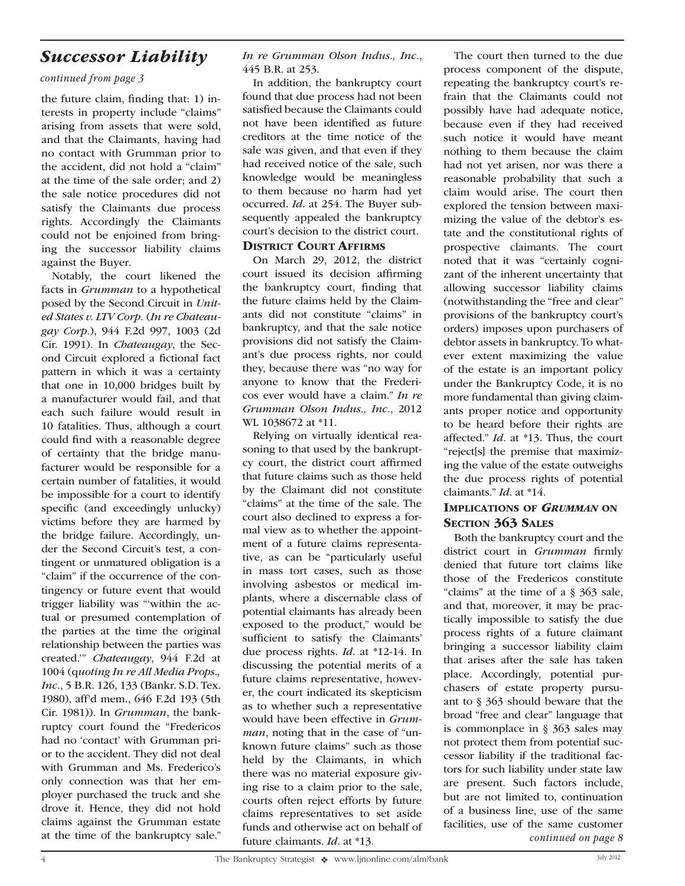## *Successor Liability*

*continued from page 3*

the future claim, finding that: 1) interests in property include "claims" arising from assets that were sold, and that the Claimants, having had no contact with Grumman prior to the accident, did not hold a "claim" at the time of the sale order; and 2) the sale notice procedures did not satisfy the Claimants due process rights. Accordingly the Claimants could not be enjoined from bringing the successor liability claims against the Buyer.

Notably, the court likened the facts in *Grumman* to a hypothetical posed by the Second Circuit in *United States v. LTV Corp.* (*In re Chateaugay Corp.*), 944 F.2d 997, 1003 (2d Cir. 1991). In *Chateaugay*, the Second Circuit explored a fictional fact pattern in which it was a certainty that one in 10,000 bridges built by a manufacturer would fail, and that each such failure would result in 10 fatalities. Thus, although a court could find with a reasonable degree of certainty that the bridge manufacturer would be responsible for a certain number of fatalities, it would be impossible for a court to identify specific (and exceedingly unlucky) victims before they are harmed by the bridge failure. Accordingly, under the Second Circuit's test, a contingent or unmatured obligation is a "claim" if the occurrence of the contingency or future event that would trigger liability was "'within the actual or presumed contemplation of the parties at the time the original relationship between the parties was created.'" *Chateaugay*, 944 F.2d at 1004 (q*uoting In re All Media Props., Inc.*, 5 B.R. 126, 133 (Bankr. S.D. Tex. 1980), aff'd mem., 646 F.2d 193 (5th Cir. 1981)). In *Grumman*, the bankruptcy court found the "Fredericos had no 'contact' with Grumman prior to the accident. They did not deal with Grumman and Ms. Frederico's only connection was that her employer purchased the truck and she drove it. Hence, they did not hold claims against the Grumman estate at the time of the bankruptcy sale." *In re Grumman Olson Indus., Inc.*, 445 B.R. at 253.

In addition, the bankruptcy court found that due process had not been satisfied because the Claimants could not have been identified as future creditors at the time notice of the sale was given, and that even if they had received notice of the sale, such knowledge would be meaningless to them because no harm had yet occurred. *Id*. at 254. The Buyer subsequently appealed the bankruptcy court's decision to the district court.

### District Court Affirms

On March 29, 2012, the district court issued its decision affirming the bankruptcy court, finding that the future claims held by the Claimants did not constitute "claims" in bankruptcy, and that the sale notice provisions did not satisfy the Claimant's due process rights, nor could they, because there was "no way for anyone to know that the Fredericos ever would have a claim." *In re Grumman Olson Indus., Inc.*, 2012 WL 1038672 at \*11.

Relying on virtually identical reasoning to that used by the bankruptcy court, the district court affirmed that future claims such as those held by the Claimant did not constitute "claims" at the time of the sale. The court also declined to express a formal view as to whether the appointment of a future claims representative, as can be "particularly useful in mass tort cases, such as those involving asbestos or medical implants, where a discernable class of potential claimants has already been exposed to the product," would be sufficient to satisfy the Claimants' due process rights. *Id*. at \*12-14. In discussing the potential merits of a future claims representative, however, the court indicated its skepticism as to whether such a representative would have been effective in *Grumman*, noting that in the case of "unknown future claims" such as those held by the Claimants, in which there was no material exposure giving rise to a claim prior to the sale, courts often reject efforts by future claims representatives to set aside funds and otherwise act on behalf of future claimants. *Id*. at \*13.

The court then turned to the due process component of the dispute, repeating the bankruptcy court's refrain that the Claimants could not possibly have had adequate notice, because even if they had received such notice it would have meant nothing to them because the claim had not yet arisen, nor was there a reasonable probability that such a claim would arise. The court then explored the tension between maximizing the value of the debtor's estate and the constitutional rights of prospective claimants. The court noted that it was "certainly cognizant of the inherent uncertainty that allowing successor liability claims (notwithstanding the "free and clear" provisions of the bankruptcy court's orders) imposes upon purchasers of debtor assets in bankruptcy. To whatever extent maximizing the value of the estate is an important policy under the Bankruptcy Code, it is no more fundamental than giving claimants proper notice and opportunity to be heard before their rights are affected." *Id*. at \*13. Thus, the court "reject[s] the premise that maximizing the value of the estate outweighs the due process rights of potential claimants." *Id*. at \*14.

### Implications of *Grumman* on Section 363 Sales

Both the bankruptcy court and the district court in *Grumman* firmly denied that future tort claims like those of the Fredericos constitute "claims" at the time of a § 363 sale, and that, moreover, it may be practically impossible to satisfy the due process rights of a future claimant bringing a successor liability claim that arises after the sale has taken place. Accordingly, potential purchasers of estate property pursuant to § 363 should beware that the broad "free and clear" language that is commonplace in § 363 sales may not protect them from potential successor liability if the traditional factors for such liability under state law are present. Such factors include, but are not limited to, continuation of a business line, use of the same facilities, use of the same customer

*continued on page 8*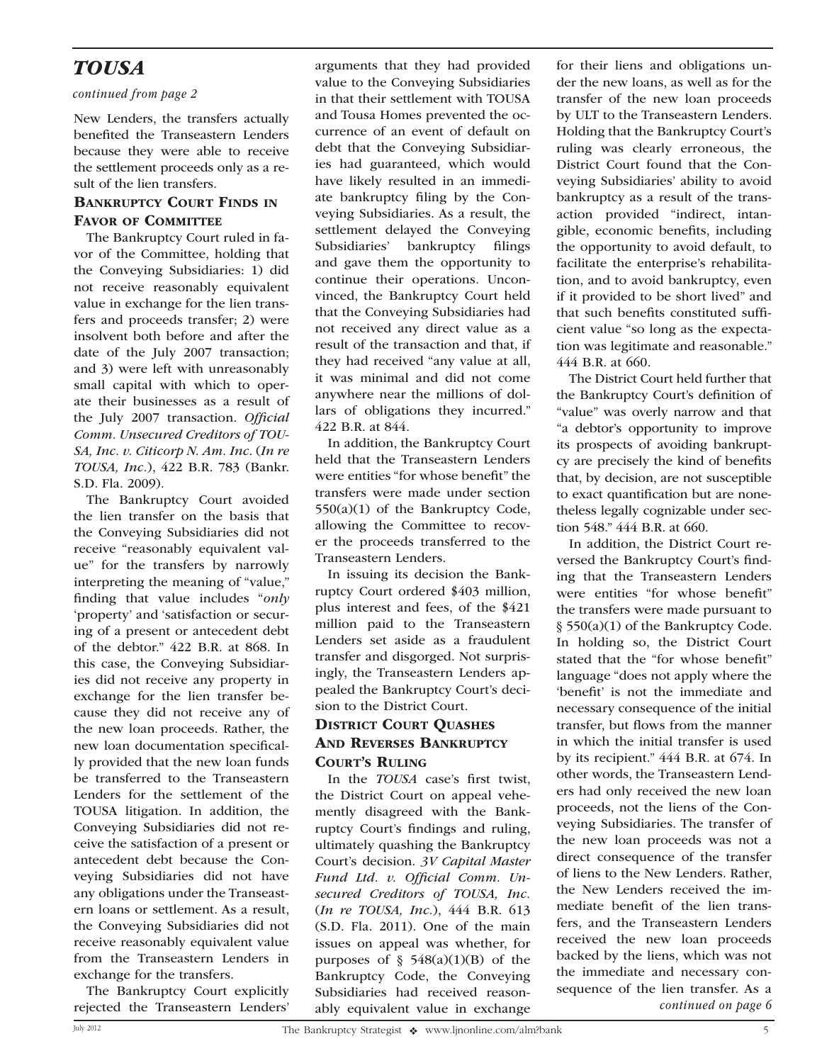## TOUSA

*continued from page 2*

New Lenders, the transfers actually benefited the Transeastern Lenders because they were able to receive the settlement proceeds only as a result of the lien transfers.

### Bankruptcy Court Finds in Favor of Committee

The Bankruptcy Court ruled in favor of the Committee, holding that the Conveying Subsidiaries: 1) did not receive reasonably equivalent value in exchange for the lien transfers and proceeds transfer; 2) were insolvent both before and after the date of the July 2007 transaction; and 3) were left with unreasonably small capital with which to operate their businesses as a result of the July 2007 transaction. *Official Comm. Unsecured Creditors of TOUSA, Inc. v. Citicorp N. Am. Inc.* (*In re TOUSA, Inc.*), 422 B.R. 783 (Bankr. S.D. Fla. 2009).

The Bankruptcy Court avoided the lien transfer on the basis that the Conveying Subsidiaries did not receive "reasonably equivalent value" for the transfers by narrowly interpreting the meaning of "value," finding that value includes "*only* 'property' and 'satisfaction or securing of a present or antecedent debt of the debtor.'" 422 B.R. at 868. In this case, the Conveying Subsidiaries did not receive any property in exchange for the lien transfer because they did not receive any of the new loan proceeds. Rather, the new loan documentation specifically provided that the new loan funds be transferred to the Transeastern Lenders for the settlement of the TOUSA litigation. In addition, the Conveying Subsidiaries did not receive the satisfaction of a present or antecedent debt because the Conveying Subsidiaries did not have any obligations under the Transeastern loans or settlement. As a result, the Conveying Subsidiaries did not receive reasonably equivalent value from the Transeastern Lenders in exchange for the transfers.

The Bankruptcy Court explicitly rejected the Transeastern Lenders' arguments that they had provided value to the Conveying Subsidiaries in that their settlement with TOUSA and Tousa Homes prevented the occurrence of an event of default on debt that the Conveying Subsidiaries had guaranteed, which would have likely resulted in an immediate bankruptcy filing by the Conveying Subsidiaries. As a result, the settlement delayed the Conveying Subsidiaries' bankruptcy filings and gave them the opportunity to continue their operations. Unconvinced, the Bankruptcy Court held that the Conveying Subsidiaries had not received any direct value as a result of the transaction and that, if they had received "any value at all, it was minimal and did not come anywhere near the millions of dollars of obligations they incurred." 422 B.R. at 844.

In addition, the Bankruptcy Court held that the Transeastern Lenders were entities "for whose benefit" the transfers were made under section 550(a)(1) of the Bankruptcy Code, allowing the Committee to recover the proceeds transferred to the Transeastern Lenders.

In issuing its decision the Bankruptcy Court ordered \$403 million, plus interest and fees, of the \$421 million paid to the Transeastern Lenders set aside as a fraudulent transfer and disgorged. Not surprisingly, the Transeastern Lenders appealed the Bankruptcy Court's decision to the District Court.

### District Court Quashes and Reverses Bankruptcy Court's Ruling

In the *TOUSA* case's first twist, the District Court on appeal vehemently disagreed with the Bankruptcy Court's findings and ruling, ultimately quashing the Bankruptcy Court's decision. *3V Capital Master Fund Ltd. v. Official Comm. Unsecured Creditors of TOUSA, Inc.* (*In re TOUSA, Inc.*), 444 B.R. 613 (S.D. Fla. 2011). One of the main issues on appeal was whether, for purposes of § 548(a)(1)(B) of the Bankruptcy Code, the Conveying Subsidiaries had received reasonably equivalent value in exchange for their liens and obligations under the new loans, as well as for the transfer of the new loan proceeds by ULT to the Transeastern Lenders. Holding that the Bankruptcy Court's ruling was clearly erroneous, the District Court found that the Conveying Subsidiaries' ability to avoid bankruptcy as a result of the transaction provided "indirect, intangible, economic benefits, including the opportunity to avoid default, to facilitate the enterprise's rehabilitation, and to avoid bankruptcy, even if it provided to be short lived" and that such benefits constituted sufficient value "so long as the expectation was legitimate and reasonable." 444 B.R. at 660.

The District Court held further that the Bankruptcy Court's definition of "value" was overly narrow and that "a debtor's opportunity to improve its prospects of avoiding bankruptcy are precisely the kind of benefits that, by decision, are not susceptible to exact quantification but are nonetheless legally cognizable under section 548." 444 B.R. at 660.

In addition, the District Court reversed the Bankruptcy Court's finding that the Transeastern Lenders were entities "for whose benefit" the transfers were made pursuant to § 550(a)(1) of the Bankruptcy Code. In holding so, the District Court stated that the "for whose benefit" language "does not apply where the 'benefit' is not the immediate and necessary consequence of the initial transfer, but flows from the manner in which the initial transfer is used by its recipient." 444 B.R. at 674. In other words, the Transeastern Lenders had only received the new loan proceeds, not the liens of the Conveying Subsidiaries. The transfer of the new loan proceeds was not a direct consequence of the transfer of liens to the New Lenders. Rather, the New Lenders received the immediate benefit of the lien transfers, and the Transeastern Lenders received the new loan proceeds backed by the liens, which was not the immediate and necessary consequence of the lien transfer. As a

*continued on page 6*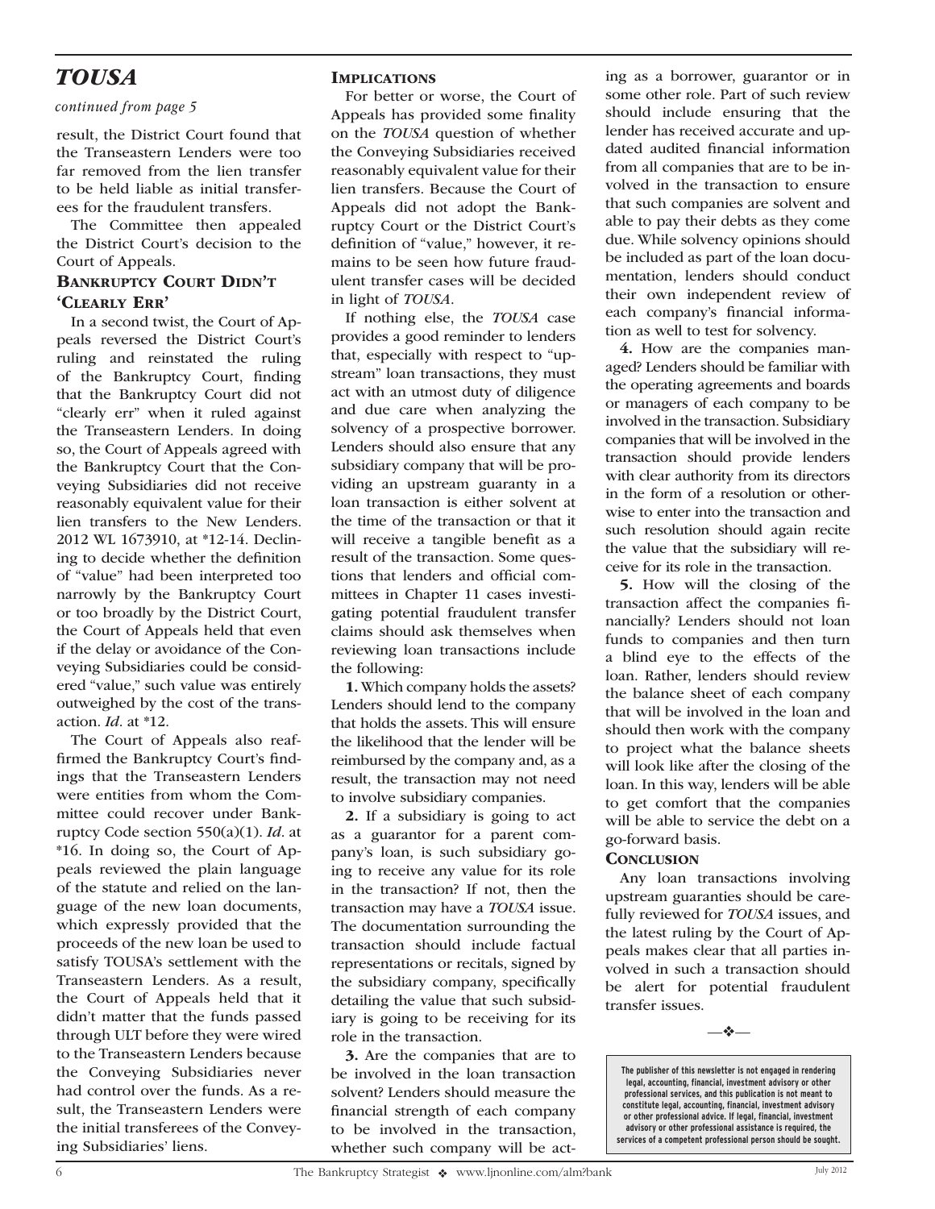## *TOUSA*

*continued from page 5*

result, the District Court found that the Transeastern Lenders were too far removed from the lien transfer to be held liable as initial transferees for the fraudulent transfers.

The Committee then appealed the District Court's decision to the Court of Appeals.

### Bankruptcy Court Didn't 'Clearly Err'

In a second twist, the Court of Appeals reversed the District Court's ruling and reinstated the ruling of the Bankruptcy Court, finding that the Bankruptcy Court did not "clearly err" when it ruled against the Transeastern Lenders. In doing so, the Court of Appeals agreed with the Bankruptcy Court that the Conveying Subsidiaries did not receive reasonably equivalent value for their lien transfers to the New Lenders. 2012 WL 1673910, at *12-14. Declining to decide whether the definition of "value" had been interpreted too narrowly by the Bankruptcy Court or too broadly by the District Court, the Court of Appeals held that even if the delay or avoidance of the Conveying Subsidiaries could be considered "value," such value was entirely outweighed by the cost of the transaction. *Id*. at *12.

The Court of Appeals also reaffirmed the Bankruptcy Court's findings that the Transeastern Lenders were entities from whom the Committee could recover under Bankruptcy Code section 550(a)(1). *Id*. at *16. In doing so, the Court of Appeals reviewed the plain language of the statute and relied on the language of the new loan documents, which expressly provided that the proceeds of the new loan be used to satisfy TOUSA's settlement with the Transeastern Lenders. As a result, the Court of Appeals held that it didn't matter that the funds passed through ULT before they were wired to the Transeastern Lenders because the Conveying Subsidiaries never had control over the funds. As a result, the Transeastern Lenders were the initial transferees of the Conveying Subsidiaries' liens.

### Implications

For better or worse, the Court of Appeals has provided some finality on the *TOUSA* question of whether the Conveying Subsidiaries received reasonably equivalent value for their lien transfers. Because the Court of Appeals did not adopt the Bankruptcy Court or the District Court's definition of "value," however, it remains to be seen how future fraudulent transfer cases will be decided in light of *TOUSA*.

If nothing else, the *TOUSA* case provides a good reminder to lenders that, especially with respect to "upstream" loan transactions, they must act with an utmost duty of diligence and due care when analyzing the solvency of a prospective borrower. Lenders should also ensure that any subsidiary company that will be providing an upstream guaranty in a loan transaction is either solvent at the time of the transaction or that it will receive a tangible benefit as a result of the transaction. Some questions that lenders and official committees in Chapter 11 cases investigating potential fraudulent transfer claims should ask themselves when reviewing loan transactions include the following:

**1.** Which company holds the assets? Lenders should lend to the company that holds the assets. This will ensure the likelihood that the lender will be reimbursed by the company and, as a result, the transaction may not need to involve subsidiary companies.

**2.** If a subsidiary is going to act as a guarantor for a parent company's loan, is such subsidiary going to receive any value for its role in the transaction? If not, then the transaction may have a *TOUSA* issue. The documentation surrounding the transaction should include factual representations or recitals, signed by the subsidiary company, specifically detailing the value that such subsidiary is going to be receiving for its role in the transaction.

**3.** Are the companies that are to be involved in the loan transaction solvent? Lenders should measure the financial strength of each company to be involved in the transaction, whether such company will be acting as a borrower, guarantor or in some other role. Part of such review should include ensuring that the lender has received accurate and updated audited financial information from all companies that are to be involved in the transaction to ensure that such companies are solvent and able to pay their debts as they come due. While solvency opinions should be included as part of the loan documentation, lenders should conduct their own independent review of each company's financial information as well to test for solvency.

**4.** How are the companies managed? Lenders should be familiar with the operating agreements and boards or managers of each company to be involved in the transaction. Subsidiary companies that will be involved in the transaction should provide lenders with clear authority from its directors in the form of a resolution or otherwise to enter into the transaction and such resolution should again recite the value that the subsidiary will receive for its role in the transaction.

**5.** How will the closing of the transaction affect the companies financially? Lenders should not loan funds to companies and then turn a blind eye to the effects of the loan. Rather, lenders should review the balance sheet of each company that will be involved in the loan and should then work with the company to project what the balance sheets will look like after the closing of the loan. In this way, lenders will be able to get comfort that the companies will be able to service the debt on a go-forward basis.

### Conclusion

Any loan transactions involving upstream guaranties should be carefully reviewed for *TOUSA* issues, and the latest ruling by the Court of Appeals makes clear that all parties involved in such a transaction should be alert for potential fraudulent transfer issues.

—❖—

**The publisher of this newsletter is not engaged in rendering legal, accounting, financial, investment advisory or other professional services, and this publication is not meant to constitute legal, accounting, financial, investment advisory or other professional advice. If legal, financial, investment advisory or other professional assistance is required, the services of a competent professional person should be sought.**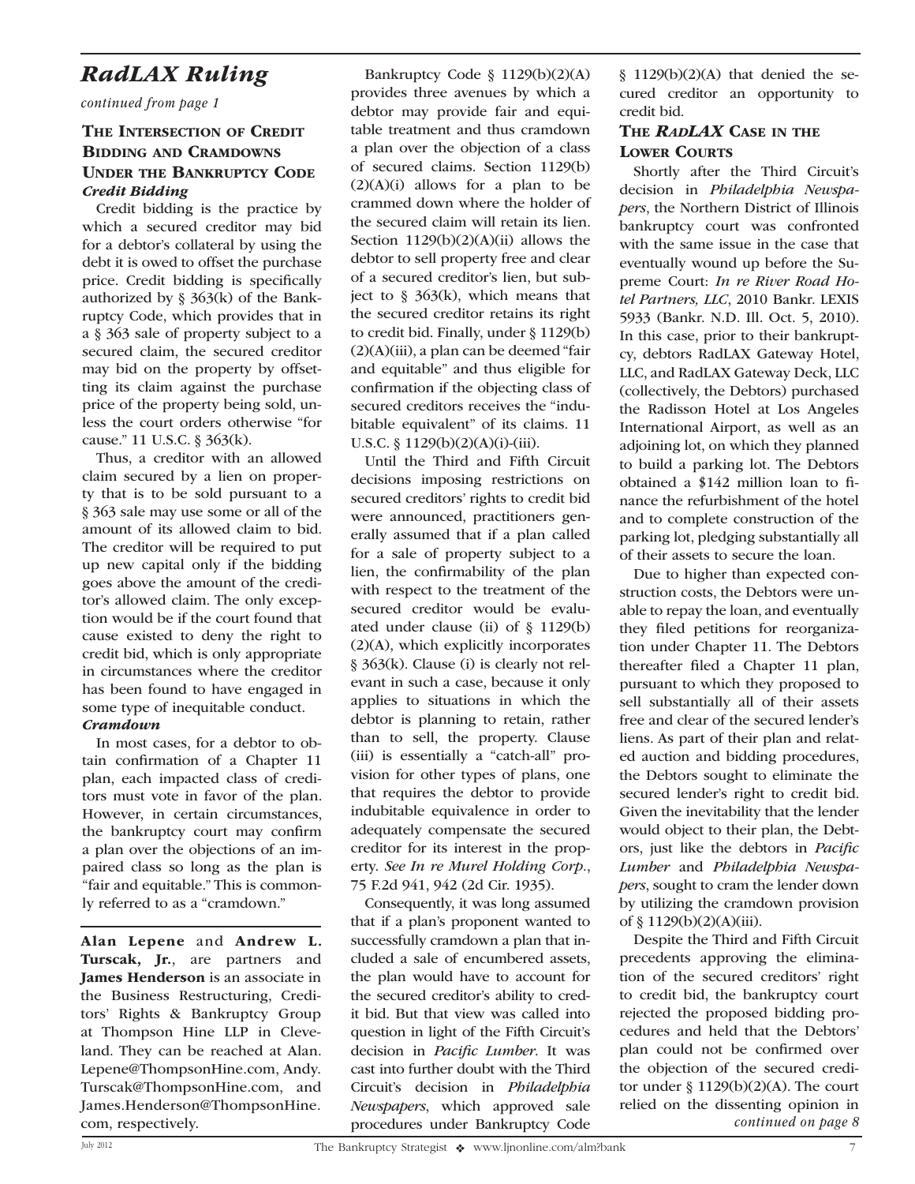# *RadLAX Ruling*

*continued from page 1*

## The Intersection of Credit Bidding and Cramdowns Under the Bankruptcy Code

### *Credit Bidding*

Credit bidding is the practice by which a secured creditor may bid for a debtor's collateral by using the debt it is owed to offset the purchase price. Credit bidding is specifically authorized by § 363(k) of the Bankruptcy Code, which provides that in a § 363 sale of property subject to a secured claim, the secured creditor may bid on the property by offsetting its claim against the purchase price of the property being sold, unless the court orders otherwise "for cause." 11 U.S.C. § 363(k).

Thus, a creditor with an allowed claim secured by a lien on property that is to be sold pursuant to a § 363 sale may use some or all of the amount of its allowed claim to bid. The creditor will be required to put up new capital only if the bidding goes above the amount of the creditor's allowed claim. The only exception would be if the court found that cause existed to deny the right to credit bid, which is only appropriate in circumstances where the creditor has been found to have engaged in some type of inequitable conduct.

### *Cramdown*

In most cases, for a debtor to obtain confirmation of a Chapter 11 plan, each impacted class of creditors must vote in favor of the plan. However, in certain circumstances, the bankruptcy court may confirm a plan over the objections of an impaired class so long as the plan is "fair and equitable." This is commonly referred to as a "cramdown."

---

**Alan Lepene** and **Andrew L. Turscak, Jr.**, are partners and **James Henderson** is an associate in the Business Restructuring, Creditors' Rights & Bankruptcy Group at Thompson Hine LLP in Cleveland. They can be reached at Alan.Lepene@ThompsonHine.com, Andy.Turscak@ThompsonHine.com, and James.Henderson@ThompsonHine.com, respectively.

---

Bankruptcy Code § 1129(b)(2)(A) provides three avenues by which a debtor may provide fair and equitable treatment and thus cramdown a plan over the objection of a class of secured claims. Section 1129(b)(2)(A)(i) allows for a plan to be crammed down where the holder of the secured claim will retain its lien. Section 1129(b)(2)(A)(ii) allows the debtor to sell property free and clear of a secured creditor's lien, but subject to § 363(k), which means that the secured creditor retains its right to credit bid. Finally, under § 1129(b)(2)(A)(iii), a plan can be deemed "fair and equitable" and thus eligible for confirmation if the objecting class of secured creditors receives the "indubitable equivalent" of its claims. 11 U.S.C. § 1129(b)(2)(A)(i)-(iii).

Until the Third and Fifth Circuit decisions imposing restrictions on secured creditors' rights to credit bid were announced, practitioners generally assumed that if a plan called for a sale of property subject to a lien, the confirmability of the plan with respect to the treatment of the secured creditor would be evaluated under clause (ii) of § 1129(b)(2)(A), which explicitly incorporates § 363(k). Clause (i) is clearly not relevant in such a case, because it only applies to situations in which the debtor is planning to retain, rather than to sell, the property. Clause (iii) is essentially a "catch-all" provision for other types of plans, one that requires the debtor to provide indubitable equivalence in order to adequately compensate the secured creditor for its interest in the property. *See In re Murel Holding Corp.*, 75 F.2d 941, 942 (2d Cir. 1935).

Consequently, it was long assumed that if a plan's proponent wanted to successfully cramdown a plan that included a sale of encumbered assets, the plan would have to account for the secured creditor's ability to credit bid. But that view was called into question in light of the Fifth Circuit's decision in *Pacific Lumber*. It was cast into further doubt with the Third Circuit's decision in *Philadelphia Newspapers*, which approved sale procedures under Bankruptcy Code § 1129(b)(2)(A) that denied the secured creditor an opportunity to credit bid.

## The *RadLAX* Case in the Lower Courts

Shortly after the Third Circuit's decision in *Philadelphia Newspapers*, the Northern District of Illinois bankruptcy court was confronted with the same issue in the case that eventually wound up before the Supreme Court: *In re River Road Hotel Partners, LLC*, 2010 Bankr. LEXIS 5933 (Bankr. N.D. Ill. Oct. 5, 2010). In this case, prior to their bankruptcy, debtors RadLAX Gateway Hotel, LLC, and RadLAX Gateway Deck, LLC (collectively, the Debtors) purchased the Radisson Hotel at Los Angeles International Airport, as well as an adjoining lot, on which they planned to build a parking lot. The Debtors obtained a $142 million loan to finance the refurbishment of the hotel and to complete construction of the parking lot, pledging substantially all of their assets to secure the loan.

Due to higher than expected construction costs, the Debtors were unable to repay the loan, and eventually they filed petitions for reorganization under Chapter 11. The Debtors thereafter filed a Chapter 11 plan, pursuant to which they proposed to sell substantially all of their assets free and clear of the secured lender's liens. As part of their plan and related auction and bidding procedures, the Debtors sought to eliminate the secured lender's right to credit bid. Given the inevitability that the lender would object to their plan, the Debtors, just like the debtors in *Pacific Lumber* and *Philadelphia Newspapers*, sought to cram the lender down by utilizing the cramdown provision of § 1129(b)(2)(A)(iii).

Despite the Third and Fifth Circuit precedents approving the elimination of the secured creditors' right to credit bid, the bankruptcy court rejected the proposed bidding procedures and held that the Debtors' plan could not be confirmed over the objection of the secured creditor under § 1129(b)(2)(A). The court relied on the dissenting opinion in

*continued on page 8*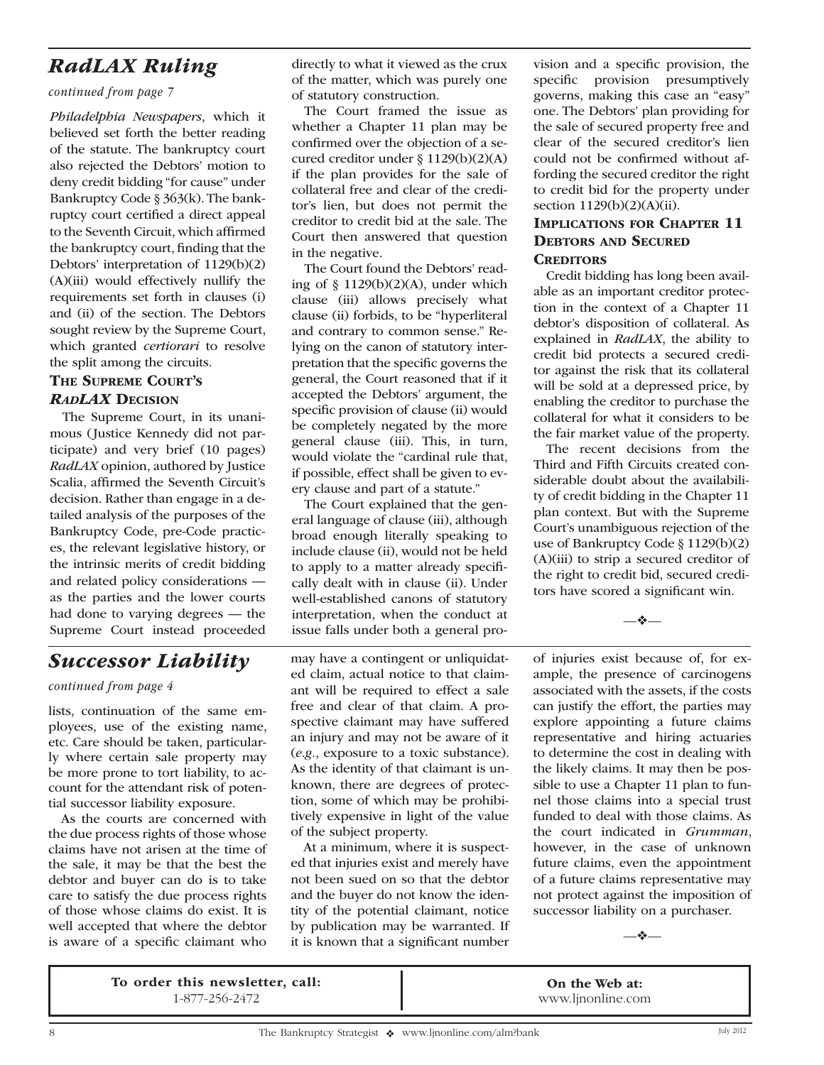## *RadLAX Ruling*

*continued from page 7*

*Philadelphia Newspapers*, which it believed set forth the better reading of the statute. The bankruptcy court also rejected the Debtors' motion to deny credit bidding "for cause" under Bankruptcy Code § 363(k). The bankruptcy court certified a direct appeal to the Seventh Circuit, which affirmed the bankruptcy court, finding that the Debtors' interpretation of 1129(b)(2)(A)(iii) would effectively nullify the requirements set forth in clauses (i) and (ii) of the section. The Debtors sought review by the Supreme Court, which granted *certiorari* to resolve the split among the circuits.

### The Supreme Court's *RadLAX* Decision

The Supreme Court, in its unanimous (Justice Kennedy did not participate) and very brief (10 pages) *RadLAX* opinion, authored by Justice Scalia, affirmed the Seventh Circuit's decision. Rather than engage in a detailed analysis of the purposes of the Bankruptcy Code, pre-Code practices, the relevant legislative history, or the intrinsic merits of credit bidding and related policy considerations — as the parties and the lower courts had done to varying degrees — the Supreme Court instead proceeded directly to what it viewed as the crux of the matter, which was purely one of statutory construction.

The Court framed the issue as whether a Chapter 11 plan may be confirmed over the objection of a secured creditor under § 1129(b)(2)(A) if the plan provides for the sale of collateral free and clear of the creditor's lien, but does not permit the creditor to credit bid at the sale. The Court then answered that question in the negative.

The Court found the Debtors' reading of § 1129(b)(2)(A), under which clause (iii) allows precisely what clause (ii) forbids, to be "hyperliteral and contrary to common sense." Relying on the canon of statutory interpretation that the specific governs the general, the Court reasoned that if it accepted the Debtors' argument, the specific provision of clause (ii) would be completely negated by the more general clause (iii). This, in turn, would violate the "cardinal rule that, if possible, effect shall be given to every clause and part of a statute."

The Court explained that the general language of clause (iii), although broad enough literally speaking to include clause (ii), would not be held to apply to a matter already specifically dealt with in clause (ii). Under well-established canons of statutory interpretation, when the conduct at issue falls under both a general provision and a specific provision, the specific provision presumptively governs, making this case an "easy" one. The Debtors' plan providing for the sale of secured property free and clear of the secured creditor's lien could not be confirmed without affording the secured creditor the right to credit bid for the property under section 1129(b)(2)(A)(ii).

### Implications for Chapter 11 Debtors and Secured Creditors

Credit bidding has long been available as an important creditor protection in the context of a Chapter 11 debtor's disposition of collateral. As explained in *RadLAX*, the ability to credit bid protects a secured creditor against the risk that its collateral will be sold at a depressed price, by enabling the creditor to purchase the collateral for what it considers to be the fair market value of the property.

The recent decisions from the Third and Fifth Circuits created considerable doubt about the availability of credit bidding in the Chapter 11 plan context. But with the Supreme Court's unambiguous rejection of the use of Bankruptcy Code § 1129(b)(2)(A)(iii) to strip a secured creditor of the right to credit bid, secured creditors have scored a significant win.

—❖—

## *Successor Liability*

*continued from page 4*

lists, continuation of the same employees, use of the existing name, etc. Care should be taken, particularly where certain sale property may be more prone to tort liability, to account for the attendant risk of potential successor liability exposure.

As the courts are concerned with the due process rights of those whose claims have not arisen at the time of the sale, it may be that the best the debtor and buyer can do is to take care to satisfy the due process rights of those whose claims do exist. It is well accepted that where the debtor is aware of a specific claimant who may have a contingent or unliquidated claim, actual notice to that claimant will be required to effect a sale free and clear of that claim. A prospective claimant may have suffered an injury and may not be aware of it (*e.g.*, exposure to a toxic substance). As the identity of that claimant is unknown, there are degrees of protection, some of which may be prohibitively expensive in light of the value of the subject property.

At a minimum, where it is suspected that injuries exist and merely have not been sued on so that the debtor and the buyer do not know the identity of the potential claimant, notice by publication may be warranted. If it is known that a significant number of injuries exist because of, for example, the presence of carcinogens associated with the assets, if the costs can justify the effort, the parties may explore appointing a future claims representative and hiring actuaries to determine the cost in dealing with the likely claims. It may then be possible to use a Chapter 11 plan to funnel those claims into a special trust funded to deal with those claims. As the court indicated in *Grumman*, however, in the case of unknown future claims, even the appointment of a future claims representative may not protect against the imposition of successor liability on a purchaser.

—❖—

**To order this newsletter, call:**
1-877-256-2472

**On the Web at:**
www.ljnonline.com